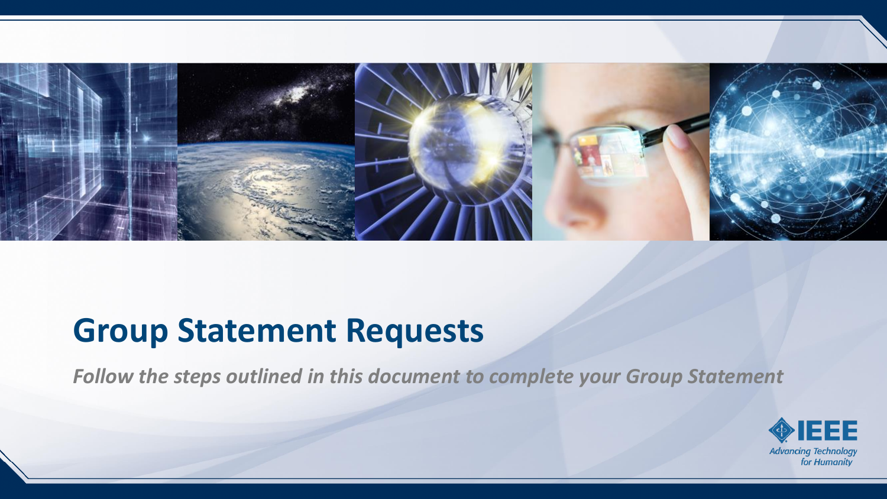# Group Statement Requests

*Follow the steps outlined in this document to complete your Group Statement*

IEEE

*Advancing Technology for Humanity*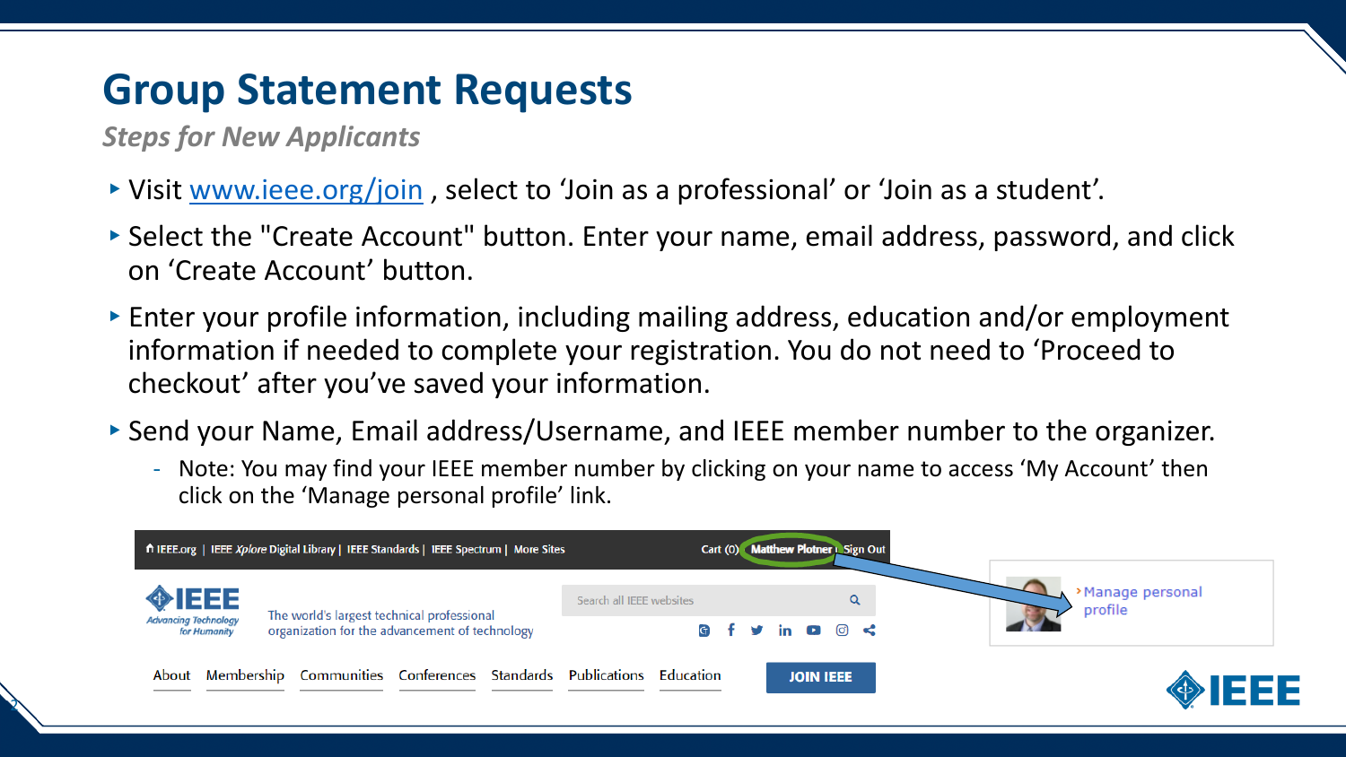# Group Statement Requests

*Steps for New Applicants*

- Visit [www.ieee.org/join](http://www.ieee.org/join) , select to 'Join as a professional' or 'Join as a student'.
- Select the "Create Account" button. Enter your name, email address, password, and click on 'Create Account' button.
- Enter your profile information, including mailing address, education and/or employment information if needed to complete your registration. You do not need to 'Proceed to checkout' after you've saved your information.
- Send your Name, Email address/Username, and IEEE member number to the organizer.
  - Note: You may find your IEEE member number by clicking on your name to access 'My Account' then click on the 'Manage personal profile' link.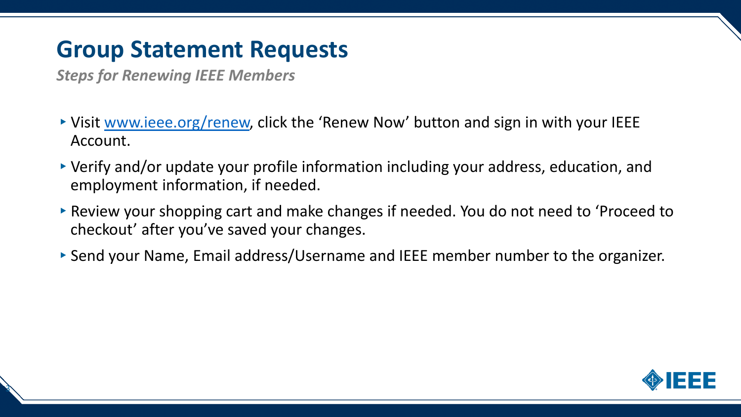# Group Statement Requests

*Steps for Renewing IEEE Members*

- Visit [www.ieee.org/renew](www.ieee.org/renew), click the 'Renew Now' button and sign in with your IEEE Account.
- Verify and/or update your profile information including your address, education, and employment information, if needed.
- Review your shopping cart and make changes if needed. You do not need to 'Proceed to checkout' after you've saved your changes.
- Send your Name, Email address/Username and IEEE member number to the organizer.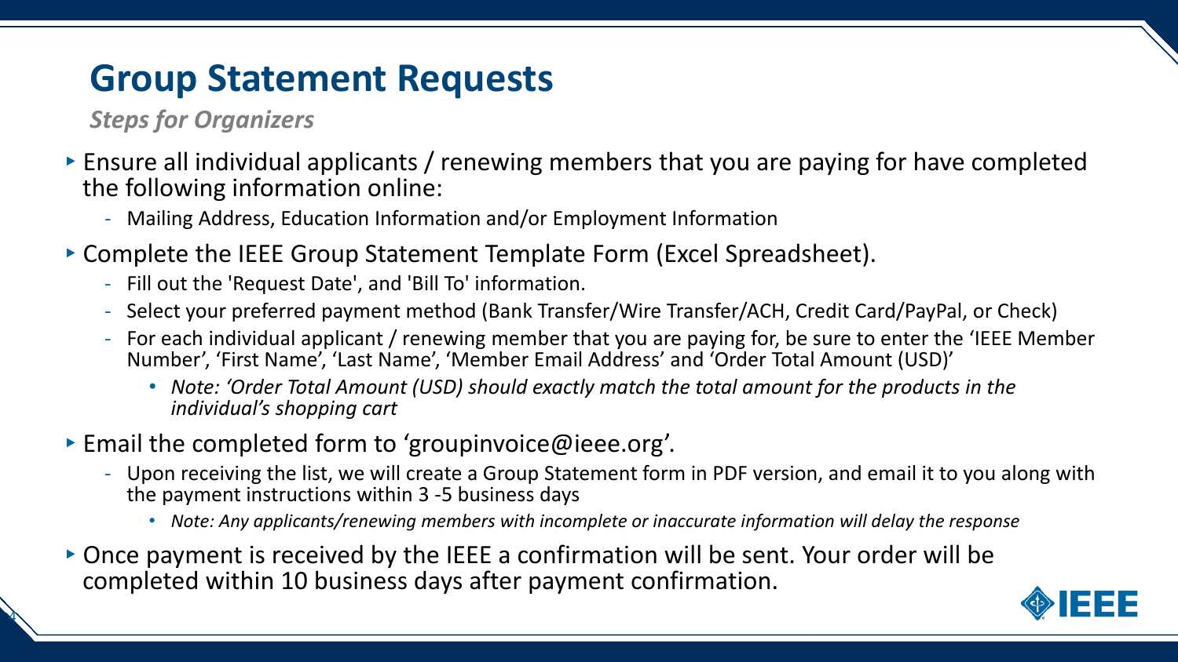# Group Statement Requests

*Steps for Organizers*

- Ensure all individual applicants / renewing members that you are paying for have completed the following information online:
  - Mailing Address, Education Information and/or Employment Information
- Complete the IEEE Group Statement Template Form (Excel Spreadsheet).
  - Fill out the 'Request Date', and 'Bill To' information.
  - Select your preferred payment method (Bank Transfer/Wire Transfer/ACH, Credit Card/PayPal, or Check)
  - For each individual applicant / renewing member that you are paying for, be sure to enter the 'IEEE Member Number', 'First Name', 'Last Name', 'Member Email Address' and 'Order Total Amount (USD)'
    - *Note: 'Order Total Amount (USD) should exactly match the total amount for the products in the individual's shopping cart*
- Email the completed form to 'groupinvoice@ieee.org'.
  - Upon receiving the list, we will create a Group Statement form in PDF version, and email it to you along with the payment instructions within 3 -5 business days
    - *Note: Any applicants/renewing members with incomplete or inaccurate information will delay the response*
- Once payment is received by the IEEE a confirmation will be sent. Your order will be completed within 10 business days after payment confirmation.